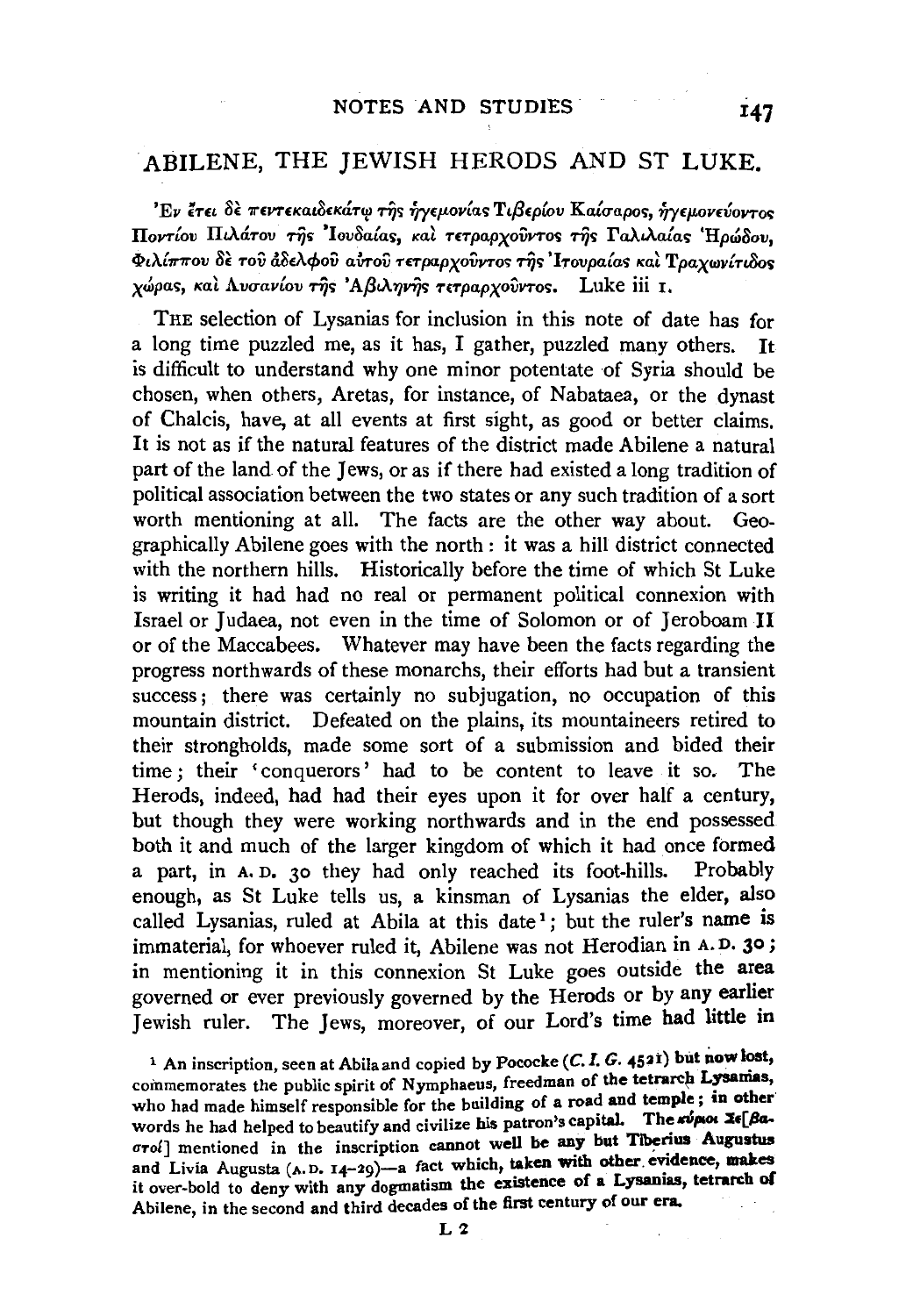# ABILENE, THE JEWISH HERODS AND ST LUKE.

Ἐν ἔτει δὲ πεντεκαιδεκάτῳ τῆς ἡγεμονίας Τιβερίου Καίσαρος, ἡγεμονεύοντος Ποντίου Πιλάτου τῆς Ἰουδαίας, καὶ τετραρχοῦντος τῆς Γαλιλαίας Ἡρώδου, Φιλίππου δὲ τοῦ ἀδελφοῦ αὐτοῦ τετραρχοῦντος τῆς Ἰτουραίας καὶ Τραχωνίτιδος χώρας, καὶ Λυσανίου τῆς Ἀβιληνῆς τετραρχοῦντος. Luke iii 1.

THE selection of Lysanias for inclusion in this note of date has for a long time puzzled me, as it has, I gather, puzzled many others. It is difficult to understand why one minor potentate of Syria should be chosen, when others, Aretas, for instance, of Nabataea, or the dynast of Chalcis, have, at all events at first sight, as good or better claims. It is not as if the natural features of the district made Abilene a natural part of the land of the Jews, or as if there had existed a long tradition of political association between the two states or any such tradition of a sort worth mentioning at all. The facts are the other way about. Geographically Abilene goes with the north: it was a hill district connected with the northern hills. Historically before the time of which St Luke is writing it had had no real or permanent political connexion with Israel or Judaea, not even in the time of Solomon or of Jeroboam II or of the Maccabees. Whatever may have been the facts regarding the progress northwards of these monarchs, their efforts had but a transient success; there was certainly no subjugation, no occupation of this mountain district. Defeated on the plains, its mountaineers retired to their strongholds, made some sort of a submission and bided their time; their 'conquerors' had to be content to leave it so. The Herods, indeed, had had their eyes upon it for over half a century, but though they were working northwards and in the end possessed both it and much of the larger kingdom of which it had once formed a part, in A.D. 30 they had only reached its foot-hills. Probably enough, as St Luke tells us, a kinsman of Lysanias the elder, also called Lysanias, ruled at Abila at this date[1]; but the ruler's name is immaterial, for whoever ruled it, Abilene was not Herodian in A.D. 30; in mentioning it in this connexion St Luke goes outside the area governed or ever previously governed by the Herods or by any earlier Jewish ruler. The Jews, moreover, of our Lord's time had little in

[1] An inscription, seen at Abila and copied by Pococke (*C. I. G.* 4521) but now lost, commemorates the public spirit of Nymphaeus, freedman of the tetrarch Lysanias, who had made himself responsible for the building of a road and temple; in other words he had helped to beautify and civilize his patron's capital. The κύριοι Σε[βαστοί] mentioned in the inscription cannot well be any but Tiberius Augustus and Livia Augusta (A.D. 14–29)—a fact which, taken with other evidence, makes it over-bold to deny with any dogmatism the existence of a Lysanias, tetrarch of Abilene, in the second and third decades of the first century of our era.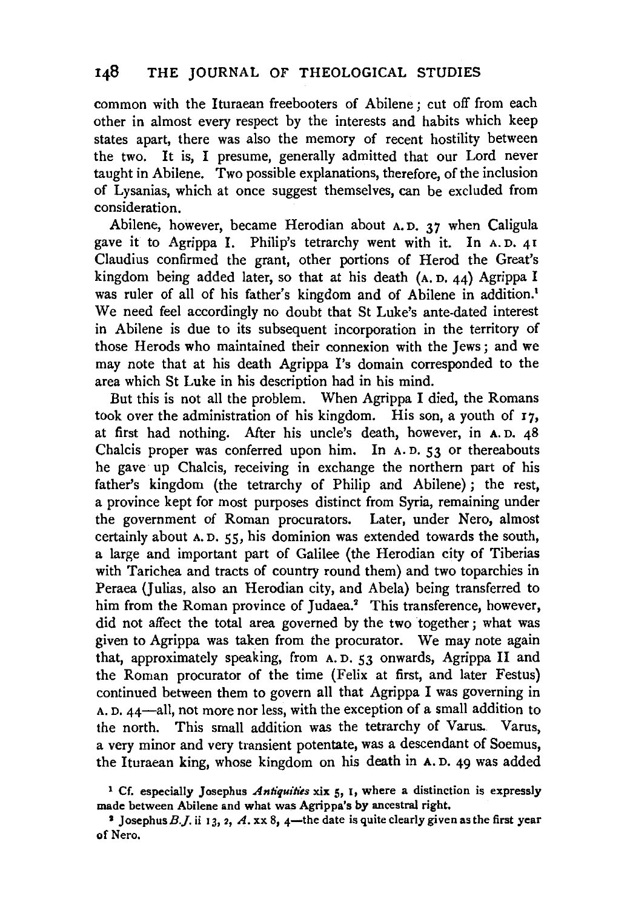common with the Ituraean freebooters of Abilene; cut off from each other in almost every respect by the interests and habits which keep states apart, there was also the memory of recent hostility between the two. It is, I presume, generally admitted that our Lord never taught in Abilene. Two possible explanations, therefore, of the inclusion of Lysanias, which at once suggest themselves, can be excluded from consideration.

Abilene, however, became Herodian about A. D. 37 when Caligula gave it to Agrippa I. Philip's tetrarchy went with it. In A. D. 41 Claudius confirmed the grant, other portions of Herod the Great's kingdom being added later, so that at his death (A. D. 44) Agrippa I was ruler of all of his father's kingdom and of Abilene in addition.[1] We need feel accordingly no doubt that St Luke's ante-dated interest in Abilene is due to its subsequent incorporation in the territory of those Herods who maintained their connexion with the Jews; and we may note that at his death Agrippa I's domain corresponded to the area which St Luke in his description had in his mind.

But this is not all the problem. When Agrippa I died, the Romans took over the administration of his kingdom. His son, a youth of 17, at first had nothing. After his uncle's death, however, in A. D. 48 Chalcis proper was conferred upon him. In A. D. 53 or thereabouts he gave up Chalcis, receiving in exchange the northern part of his father's kingdom (the tetrarchy of Philip and Abilene); the rest, a province kept for most purposes distinct from Syria, remaining under the government of Roman procurators. Later, under Nero, almost certainly about A. D. 55, his dominion was extended towards the south, a large and important part of Galilee (the Herodian city of Tiberias with Tarichea and tracts of country round them) and two toparchies in Peraea (Julias, also an Herodian city, and Abela) being transferred to him from the Roman province of Judaea.[2] This transference, however, did not affect the total area governed by the two together; what was given to Agrippa was taken from the procurator. We may note again that, approximately speaking, from A. D. 53 onwards, Agrippa II and the Roman procurator of the time (Felix at first, and later Festus) continued between them to govern all that Agrippa I was governing in A. D. 44—all, not more nor less, with the exception of a small addition to the north. This small addition was the tetrarchy of Varus. Varus, a very minor and very transient potentate, was a descendant of Soemus, the Ituraean king, whose kingdom on his death in A. D. 49 was added

[1] Cf. especially Josephus *Antiquities* xix 5, 1, where a distinction is expressly made between Abilene and what was Agrippa's by ancestral right.

[2] Josephus *B.J.* ii 13, 2, *A.* xx 8, 4—the date is quite clearly given as the first year of Nero.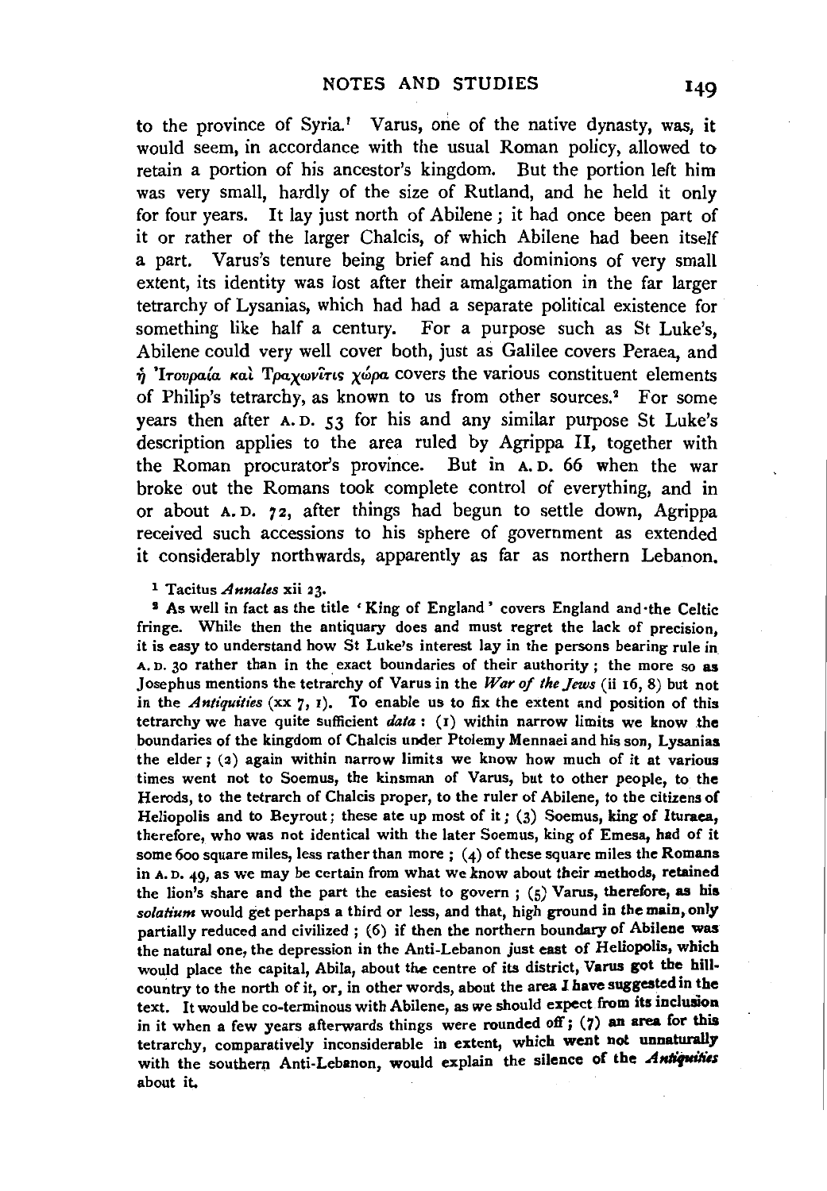to the province of Syria.[1] Varus, one of the native dynasty, was, it would seem, in accordance with the usual Roman policy, allowed to retain a portion of his ancestor's kingdom. But the portion left him was very small, hardly of the size of Rutland, and he held it only for four years. It lay just north of Abilene; it had once been part of it or rather of the larger Chalcis, of which Abilene had been itself a part. Varus's tenure being brief and his dominions of very small extent, its identity was lost after their amalgamation in the far larger tetrarchy of Lysanias, which had had a separate political existence for something like half a century. For a purpose such as St Luke's, Abilene could very well cover both, just as Galilee covers Peraea, and ἡ Ἰτουραία καὶ Τραχωνῖτις χώρα covers the various constituent elements of Philip's tetrarchy, as known to us from other sources.[2] For some years then after A. D. 53 for his and any similar purpose St Luke's description applies to the area ruled by Agrippa II, together with the Roman procurator's province. But in A. D. 66 when the war broke out the Romans took complete control of everything, and in or about A. D. 72, after things had begun to settle down, Agrippa received such accessions to his sphere of government as extended it considerably northwards, apparently as far as northern Lebanon.

[1] Tacitus *Annales* xii 23.

[2] As well in fact as the title 'King of England' covers England and the Celtic fringe. While then the antiquary does and must regret the lack of precision, it is easy to understand how St Luke's interest lay in the persons bearing rule in A. D. 30 rather than in the exact boundaries of their authority; the more so as Josephus mentions the tetrarchy of Varus in the *War of the Jews* (ii 16, 8) but not in the *Antiquities* (xx 7, 1). To enable us to fix the extent and position of this tetrarchy we have quite sufficient *data*: (1) within narrow limits we know the boundaries of the kingdom of Chalcis under Ptolemy Mennaei and his son, Lysanias the elder; (2) again within narrow limits we know how much of it at various times went not to Soemus, the kinsman of Varus, but to other people, to the Herods, to the tetrarch of Chalcis proper, to the ruler of Abilene, to the citizens of Heliopolis and to Beyrout; these ate up most of it; (3) Soemus, king of Ituraea, therefore, who was not identical with the later Soemus, king of Emesa, had of it some 600 square miles, less rather than more; (4) of these square miles the Romans in A. D. 49, as we may be certain from what we know about their methods, retained the lion's share and the part the easiest to govern; (5) Varus, therefore, as his *solatium* would get perhaps a third or less, and that, high ground in the main, only partially reduced and civilized; (6) if then the northern boundary of Abilene was the natural one, the depression in the Anti-Lebanon just east of Heliopolis, which would place the capital, Abila, about the centre of its district, Varus got the hill-country to the north of it, or, in other words, about the area I have suggested in the text. It would be co-terminous with Abilene, as we should expect from its inclusion in it when a few years afterwards things were rounded off; (7) an area for this tetrarchy, comparatively inconsiderable in extent, which went not unnaturally with the southern Anti-Lebanon, would explain the silence of the *Antiquities* about it.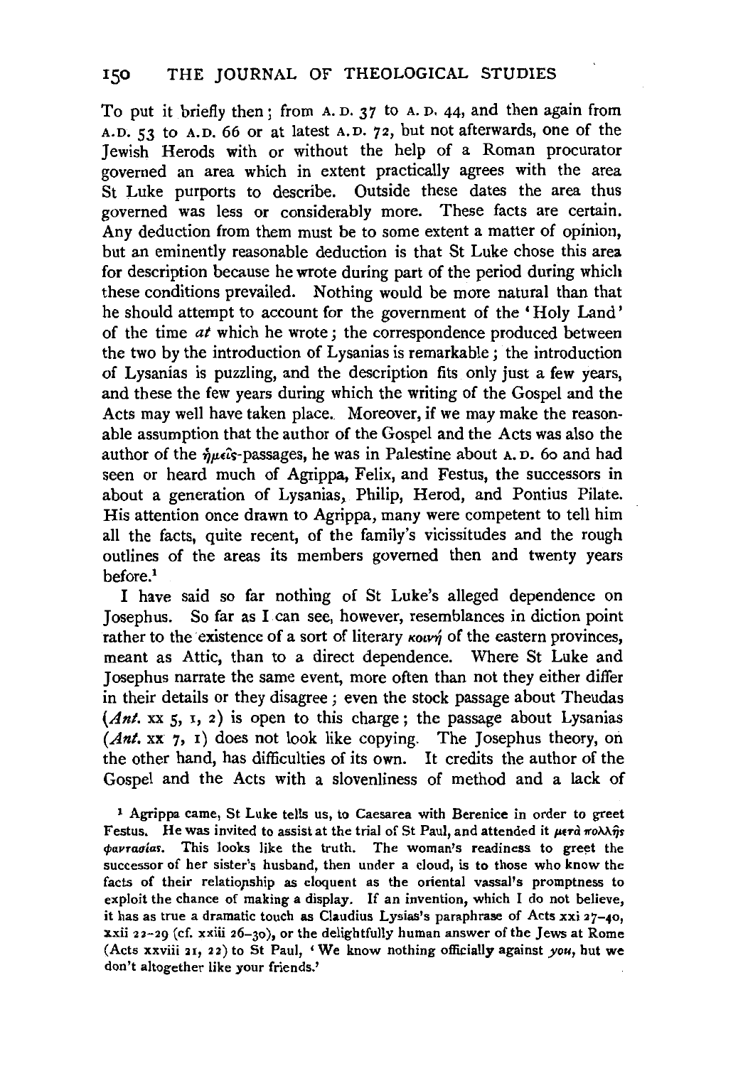To put it briefly then; from A.D. 37 to A.D. 44, and then again from A.D. 53 to A.D. 66 or at latest A.D. 72, but not afterwards, one of the Jewish Herods with or without the help of a Roman procurator governed an area which in extent practically agrees with the area St Luke purports to describe. Outside these dates the area thus governed was less or considerably more. These facts are certain. Any deduction from them must be to some extent a matter of opinion, but an eminently reasonable deduction is that St Luke chose this area for description because he wrote during part of the period during which these conditions prevailed. Nothing would be more natural than that he should attempt to account for the government of the 'Holy Land' of the time *at* which he wrote; the correspondence produced between the two by the introduction of Lysanias is remarkable; the introduction of Lysanias is puzzling, and the description fits only just a few years, and these the few years during which the writing of the Gospel and the Acts may well have taken place. Moreover, if we may make the reasonable assumption that the author of the Gospel and the Acts was also the author of the ἡμεῖς-passages, he was in Palestine about A.D. 60 and had seen or heard much of Agrippa, Felix, and Festus, the successors in about a generation of Lysanias, Philip, Herod, and Pontius Pilate. His attention once drawn to Agrippa, many were competent to tell him all the facts, quite recent, of the family's vicissitudes and the rough outlines of the areas its members governed then and twenty years before.[1]

I have said so far nothing of St Luke's alleged dependence on Josephus. So far as I can see, however, resemblances in diction point rather to the existence of a sort of literary κοινή of the eastern provinces, meant as Attic, than to a direct dependence. Where St Luke and Josephus narrate the same event, more often than not they either differ in their details or they disagree; even the stock passage about Theudas (*Ant.* xx 5, 1, 2) is open to this charge; the passage about Lysanias (*Ant.* xx 7, 1) does not look like copying. The Josephus theory, on the other hand, has difficulties of its own. It credits the author of the Gospel and the Acts with a slovenliness of method and a lack of

[1] Agrippa came, St Luke tells us, to Caesarea with Berenice in order to greet Festus. He was invited to assist at the trial of St Paul, and attended it μετὰ πολλῆς φαντασίας. This looks like the truth. The woman's readiness to greet the successor of her sister's husband, then under a cloud, is to those who know the facts of their relationship as eloquent as the oriental vassal's promptness to exploit the chance of making a display. If an invention, which I do not believe, it has as true a dramatic touch as Claudius Lysias's paraphrase of Acts xxi 27–40, xxii 22–29 (cf. xxiii 26–30), or the delightfully human answer of the Jews at Rome (Acts xxviii 21, 22) to St Paul, 'We know nothing officially against *you*, but we don't altogether like your friends.'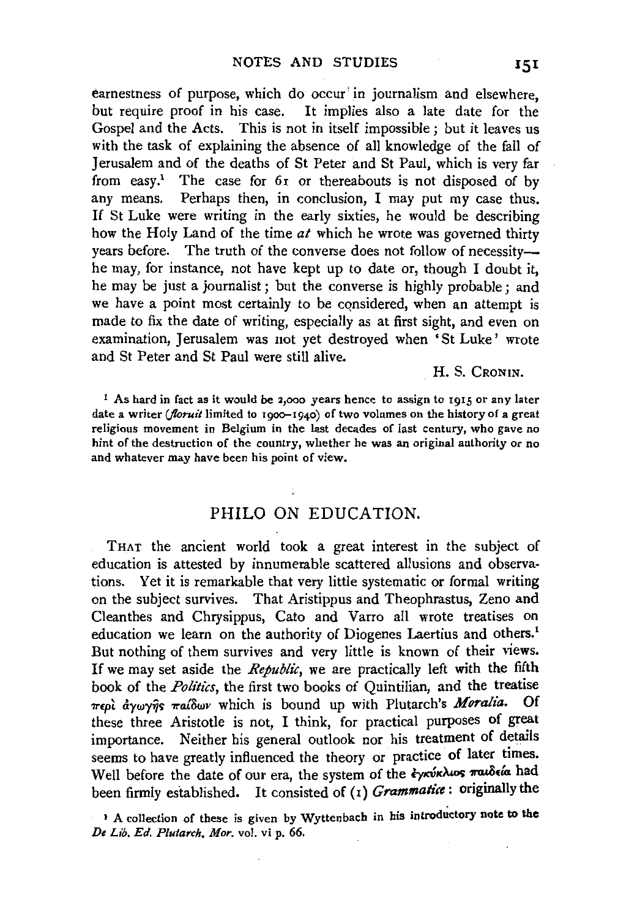earnestness of purpose, which do occur in journalism and elsewhere, but require proof in his case. It implies also a late date for the Gospel and the Acts. This is not in itself impossible; but it leaves us with the task of explaining the absence of all knowledge of the fall of Jerusalem and of the deaths of St Peter and St Paul, which is very far from easy.[1] The case for 61 or thereabouts is not disposed of by any means. Perhaps then, in conclusion, I may put my case thus. If St Luke were writing in the early sixties, he would be describing how the Holy Land of the time *at* which he wrote was governed thirty years before. The truth of the converse does not follow of necessity—he may, for instance, not have kept up to date or, though I doubt it, he may be just a journalist; but the converse is highly probable; and we have a point most certainly to be considered, when an attempt is made to fix the date of writing, especially as at first sight, and even on examination, Jerusalem was not yet destroyed when 'St Luke' wrote and St Peter and St Paul were still alive.

H. S. CRONIN.

[1] As hard in fact as it would be 2,000 years hence to assign to 1915 or any later date a writer (*floruit* limited to 1900–1940) of two volumes on the history of a great religious movement in Belgium in the last decades of last century, who gave no hint of the destruction of the country, whether he was an original authority or no and whatever may have been his point of view.

## PHILO ON EDUCATION.

THAT the ancient world took a great interest in the subject of education is attested by innumerable scattered allusions and observations. Yet it is remarkable that very little systematic or formal writing on the subject survives. That Aristippus and Theophrastus, Zeno and Cleanthes and Chrysippus, Cato and Varro all wrote treatises on education we learn on the authority of Diogenes Laertius and others.[1] But nothing of them survives and very little is known of their views. If we may set aside the *Republic*, we are practically left with the fifth book of the *Politics*, the first two books of Quintilian, and the treatise περὶ ἀγωγῆς παίδων which is bound up with Plutarch's *Moralia*. Of these three Aristotle is not, I think, for practical purposes of great importance. Neither his general outlook nor his treatment of details seems to have greatly influenced the theory or practice of later times. Well before the date of our era, the system of the ἐγκύκλιος παιδεία had been firmly established. It consisted of (1) *Grammatice*: originally the

[1] A collection of these is given by Wyttenbach in his introductory note to the *De Lib. Ed. Plutarch. Mor.* vol. vi p. 66.